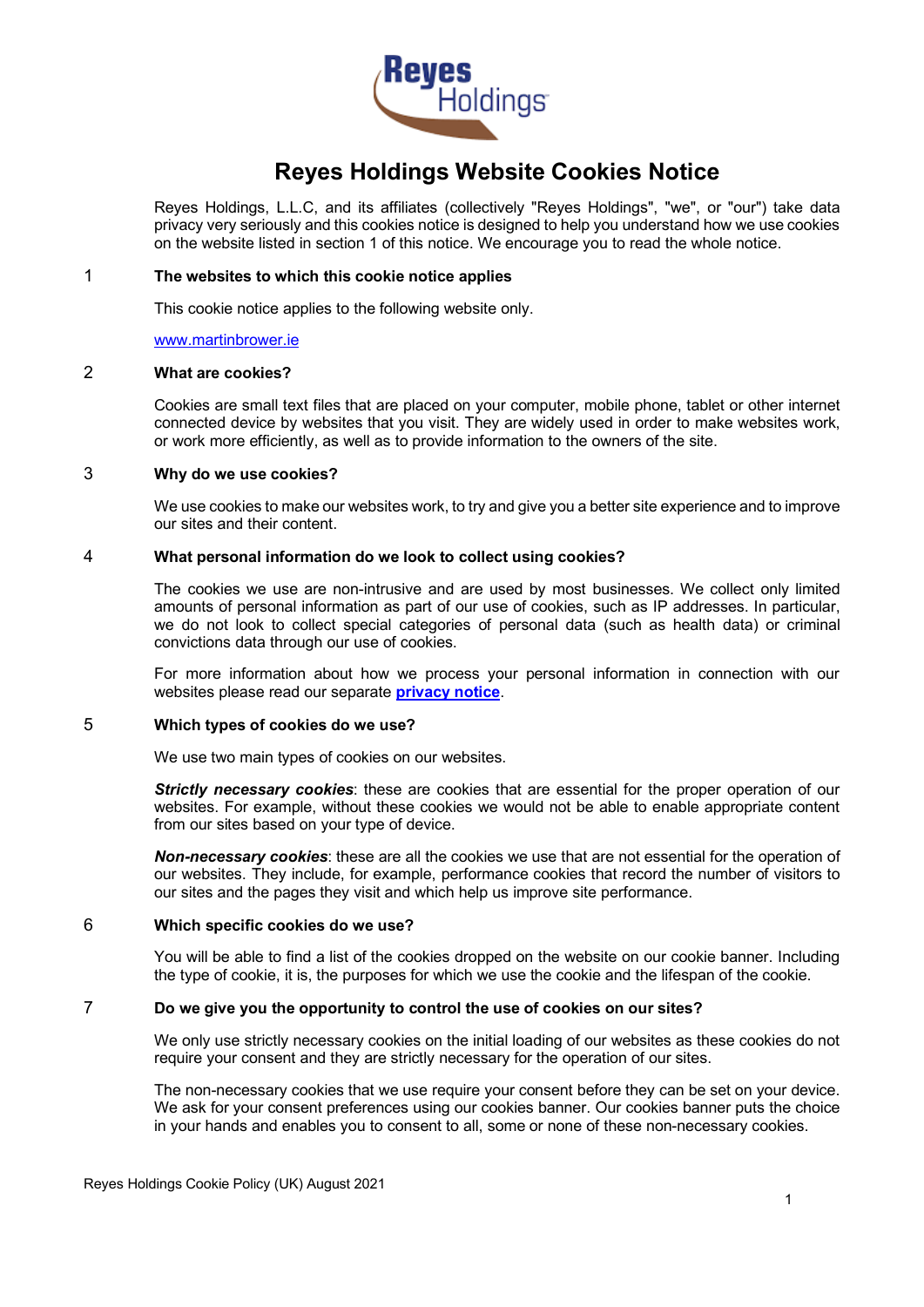# Reyes Holdings Website Cookies Notice

Reyes Holdings, L.L.C, and its affiliates (collectively "Reyes Holdings", "we", or "our") take data privacy very seriously and this cookies notice is designed to help you understand how we use cookies on the website listed in section 1 of this notice. We encourage you to read the whole notice.

## 1 The websites to which this cookie notice applies

This cookie notice applies to the following website only.

[www.martinbrower.ie](www.martinbrower.ie)

## 2 What are cookies?

Cookies are small text files that are placed on your computer, mobile phone, tablet or other internet connected device by websites that you visit. They are widely used in order to make websites work, or work more efficiently, as well as to provide information to the owners of the site.

## 3 Why do we use cookies?

We use cookies to make our websites work, to try and give you a better site experience and to improve our sites and their content.

## 4 What personal information do we look to collect using cookies?

The cookies we use are non-intrusive and are used by most businesses. We collect only limited amounts of personal information as part of our use of cookies, such as IP addresses. In particular, we do not look to collect special categories of personal data (such as health data) or criminal convictions data through our use of cookies.

For more information about how we process your personal information in connection with our websites please read our separate **privacy notice**.

## 5 Which types of cookies do we use?

We use two main types of cookies on our websites.

***Strictly necessary cookies***: these are cookies that are essential for the proper operation of our websites. For example, without these cookies we would not be able to enable appropriate content from our sites based on your type of device.

***Non-necessary cookies***: these are all the cookies we use that are not essential for the operation of our websites. They include, for example, performance cookies that record the number of visitors to our sites and the pages they visit and which help us improve site performance.

## 6 Which specific cookies do we use?

You will be able to find a list of the cookies dropped on the website on our cookie banner. Including the type of cookie, it is, the purposes for which we use the cookie and the lifespan of the cookie.

## 7 Do we give you the opportunity to control the use of cookies on our sites?

We only use strictly necessary cookies on the initial loading of our websites as these cookies do not require your consent and they are strictly necessary for the operation of our sites.

The non-necessary cookies that we use require your consent before they can be set on your device. We ask for your consent preferences using our cookies banner. Our cookies banner puts the choice in your hands and enables you to consent to all, some or none of these non-necessary cookies.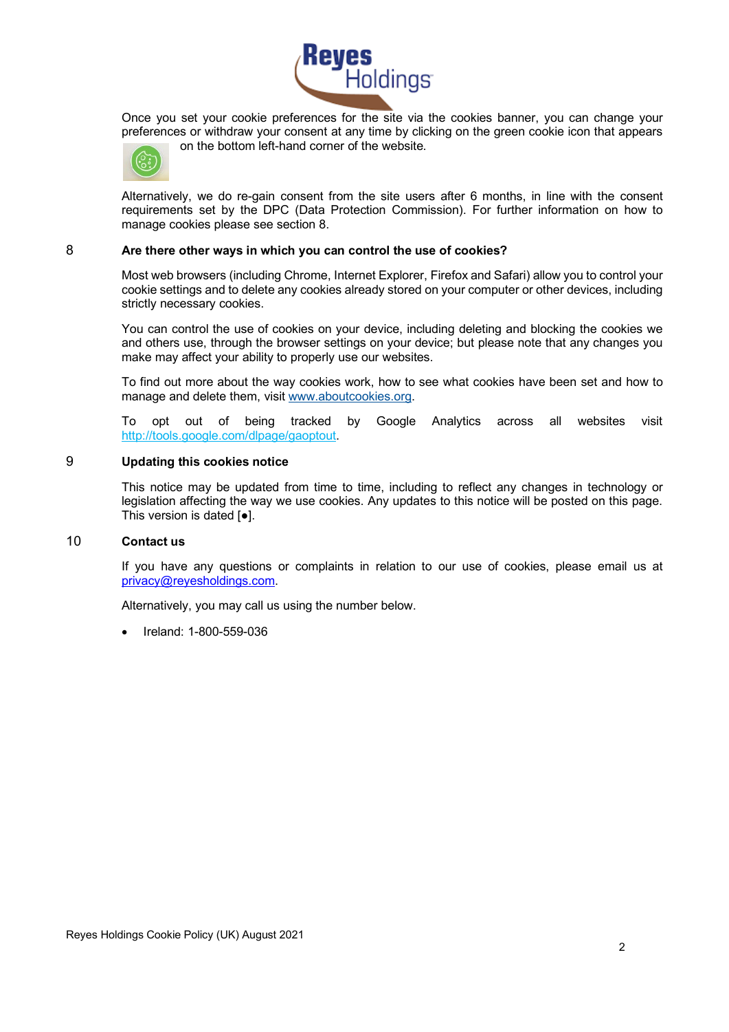Once you set your cookie preferences for the site via the cookies banner, you can change your preferences or withdraw your consent at any time by clicking on the green cookie icon that appears on the bottom left-hand corner of the website.

Alternatively, we do re-gain consent from the site users after 6 months, in line with the consent requirements set by the DPC (Data Protection Commission). For further information on how to manage cookies please see section 8.

## 8 Are there other ways in which you can control the use of cookies?

Most web browsers (including Chrome, Internet Explorer, Firefox and Safari) allow you to control your cookie settings and to delete any cookies already stored on your computer or other devices, including strictly necessary cookies.

You can control the use of cookies on your device, including deleting and blocking the cookies we and others use, through the browser settings on your device; but please note that any changes you make may affect your ability to properly use our websites.

To find out more about the way cookies work, how to see what cookies have been set and how to manage and delete them, visit www.aboutcookies.org.

To opt out of being tracked by Google Analytics across all websites visit http://tools.google.com/dlpage/gaoptout.

## 9 Updating this cookies notice

This notice may be updated from time to time, including to reflect any changes in technology or legislation affecting the way we use cookies. Any updates to this notice will be posted on this page. This version is dated [●].

## 10 Contact us

If you have any questions or complaints in relation to our use of cookies, please email us at privacy@reyesholdings.com.

Alternatively, you may call us using the number below.

- Ireland: 1-800-559-036

Reyes Holdings Cookie Policy (UK) August 2021